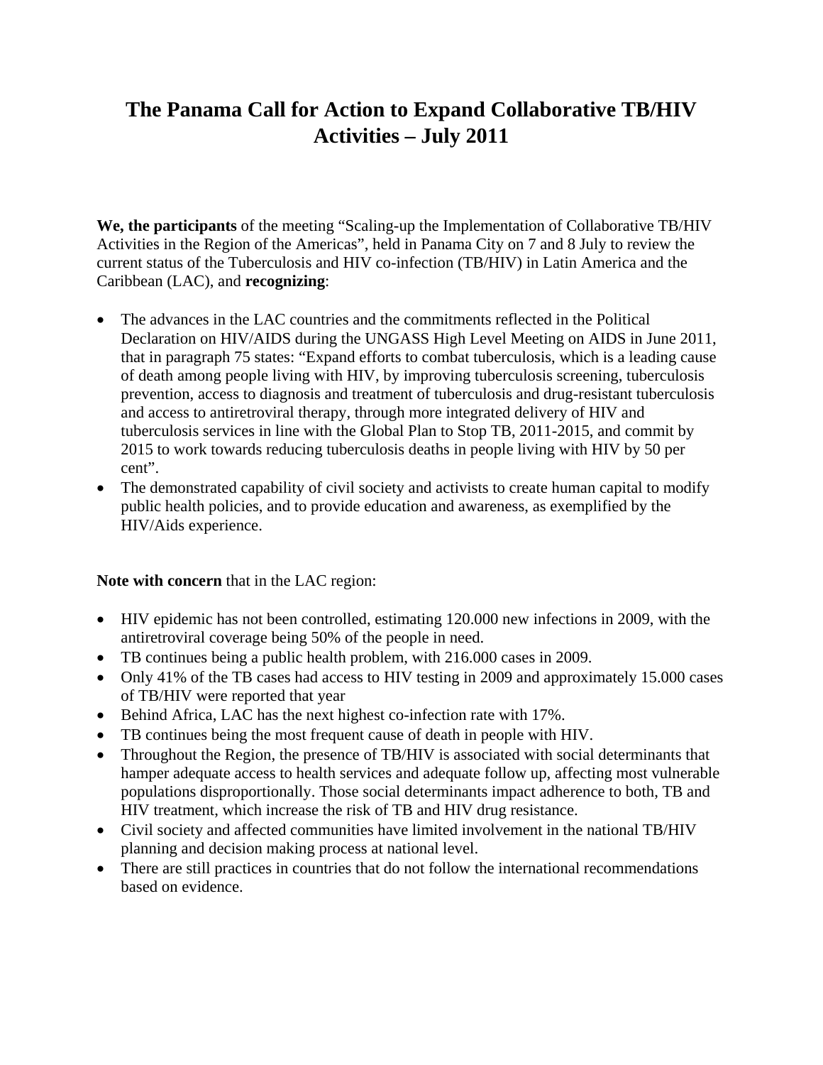# The Panama Call for Action to Expand Collaborative TB/HIV Activities – July 2011

**We, the participants** of the meeting "Scaling-up the Implementation of Collaborative TB/HIV Activities in the Region of the Americas", held in Panama City on 7 and 8 July to review the current status of the Tuberculosis and HIV co-infection (TB/HIV) in Latin America and the Caribbean (LAC), and **recognizing**:

- The advances in the LAC countries and the commitments reflected in the Political Declaration on HIV/AIDS during the UNGASS High Level Meeting on AIDS in June 2011, that in paragraph 75 states: "Expand efforts to combat tuberculosis, which is a leading cause of death among people living with HIV, by improving tuberculosis screening, tuberculosis prevention, access to diagnosis and treatment of tuberculosis and drug-resistant tuberculosis and access to antiretroviral therapy, through more integrated delivery of HIV and tuberculosis services in line with the Global Plan to Stop TB, 2011-2015, and commit by 2015 to work towards reducing tuberculosis deaths in people living with HIV by 50 per cent".
- The demonstrated capability of civil society and activists to create human capital to modify public health policies, and to provide education and awareness, as exemplified by the HIV/Aids experience.

**Note with concern** that in the LAC region:

- HIV epidemic has not been controlled, estimating 120.000 new infections in 2009, with the antiretroviral coverage being 50% of the people in need.
- TB continues being a public health problem, with 216.000 cases in 2009.
- Only 41% of the TB cases had access to HIV testing in 2009 and approximately 15.000 cases of TB/HIV were reported that year
- Behind Africa, LAC has the next highest co-infection rate with 17%.
- TB continues being the most frequent cause of death in people with HIV.
- Throughout the Region, the presence of TB/HIV is associated with social determinants that hamper adequate access to health services and adequate follow up, affecting most vulnerable populations disproportionally. Those social determinants impact adherence to both, TB and HIV treatment, which increase the risk of TB and HIV drug resistance.
- Civil society and affected communities have limited involvement in the national TB/HIV planning and decision making process at national level.
- There are still practices in countries that do not follow the international recommendations based on evidence.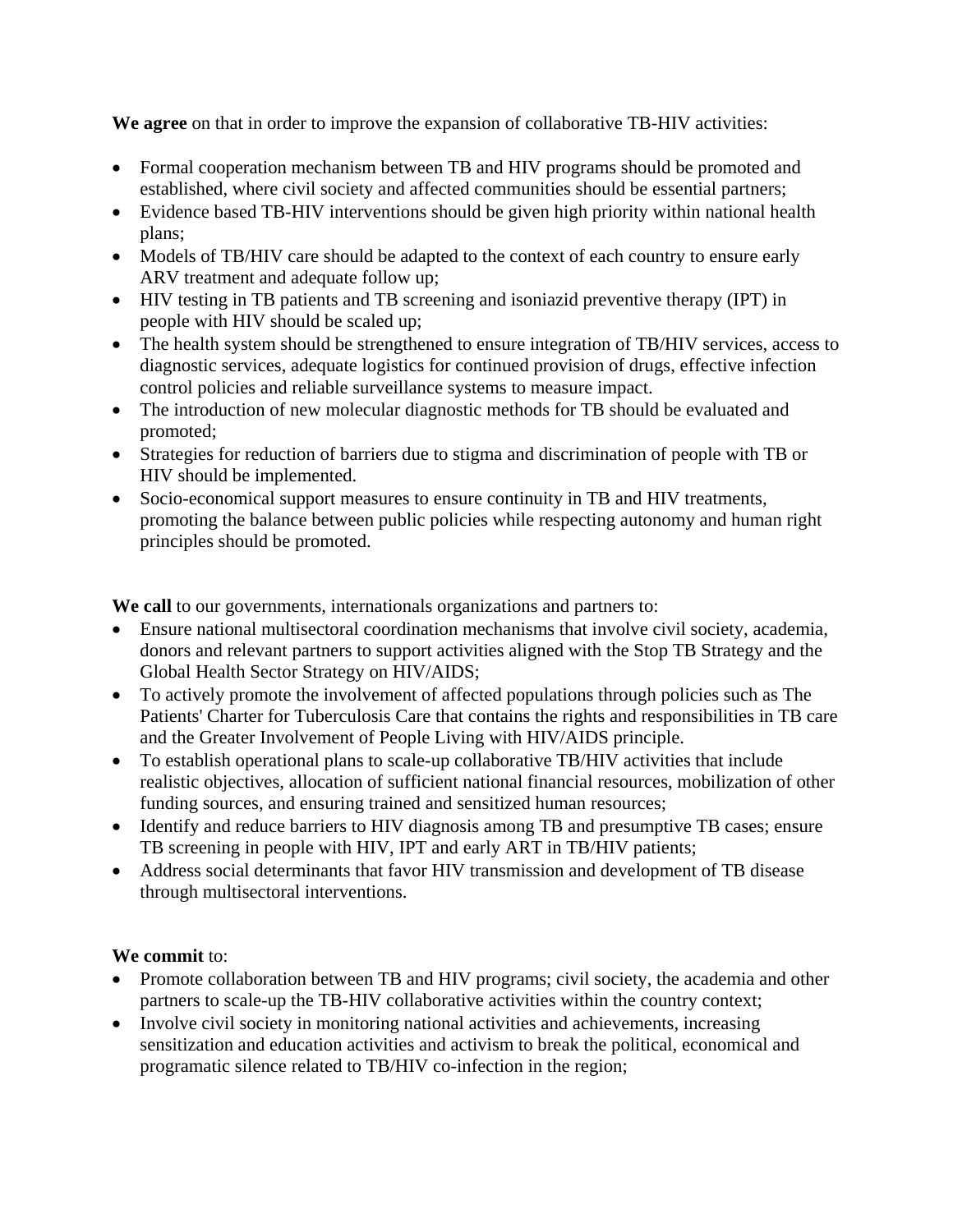**We agree** on that in order to improve the expansion of collaborative TB-HIV activities:

- Formal cooperation mechanism between TB and HIV programs should be promoted and established, where civil society and affected communities should be essential partners;
- Evidence based TB-HIV interventions should be given high priority within national health plans;
- Models of TB/HIV care should be adapted to the context of each country to ensure early ARV treatment and adequate follow up;
- HIV testing in TB patients and TB screening and isoniazid preventive therapy (IPT) in people with HIV should be scaled up;
- The health system should be strengthened to ensure integration of TB/HIV services, access to diagnostic services, adequate logistics for continued provision of drugs, effective infection control policies and reliable surveillance systems to measure impact.
- The introduction of new molecular diagnostic methods for TB should be evaluated and promoted;
- Strategies for reduction of barriers due to stigma and discrimination of people with TB or HIV should be implemented.
- Socio-economical support measures to ensure continuity in TB and HIV treatments, promoting the balance between public policies while respecting autonomy and human right principles should be promoted.

**We call** to our governments, internationals organizations and partners to:

- Ensure national multisectoral coordination mechanisms that involve civil society, academia, donors and relevant partners to support activities aligned with the Stop TB Strategy and the Global Health Sector Strategy on HIV/AIDS;
- To actively promote the involvement of affected populations through policies such as The Patients' Charter for Tuberculosis Care that contains the rights and responsibilities in TB care and the Greater Involvement of People Living with HIV/AIDS principle.
- To establish operational plans to scale-up collaborative TB/HIV activities that include realistic objectives, allocation of sufficient national financial resources, mobilization of other funding sources, and ensuring trained and sensitized human resources;
- Identify and reduce barriers to HIV diagnosis among TB and presumptive TB cases; ensure TB screening in people with HIV, IPT and early ART in TB/HIV patients;
- Address social determinants that favor HIV transmission and development of TB disease through multisectoral interventions.

**We commit** to:

- Promote collaboration between TB and HIV programs; civil society, the academia and other partners to scale-up the TB-HIV collaborative activities within the country context;
- Involve civil society in monitoring national activities and achievements, increasing sensitization and education activities and activism to break the political, economical and programatic silence related to TB/HIV co-infection in the region;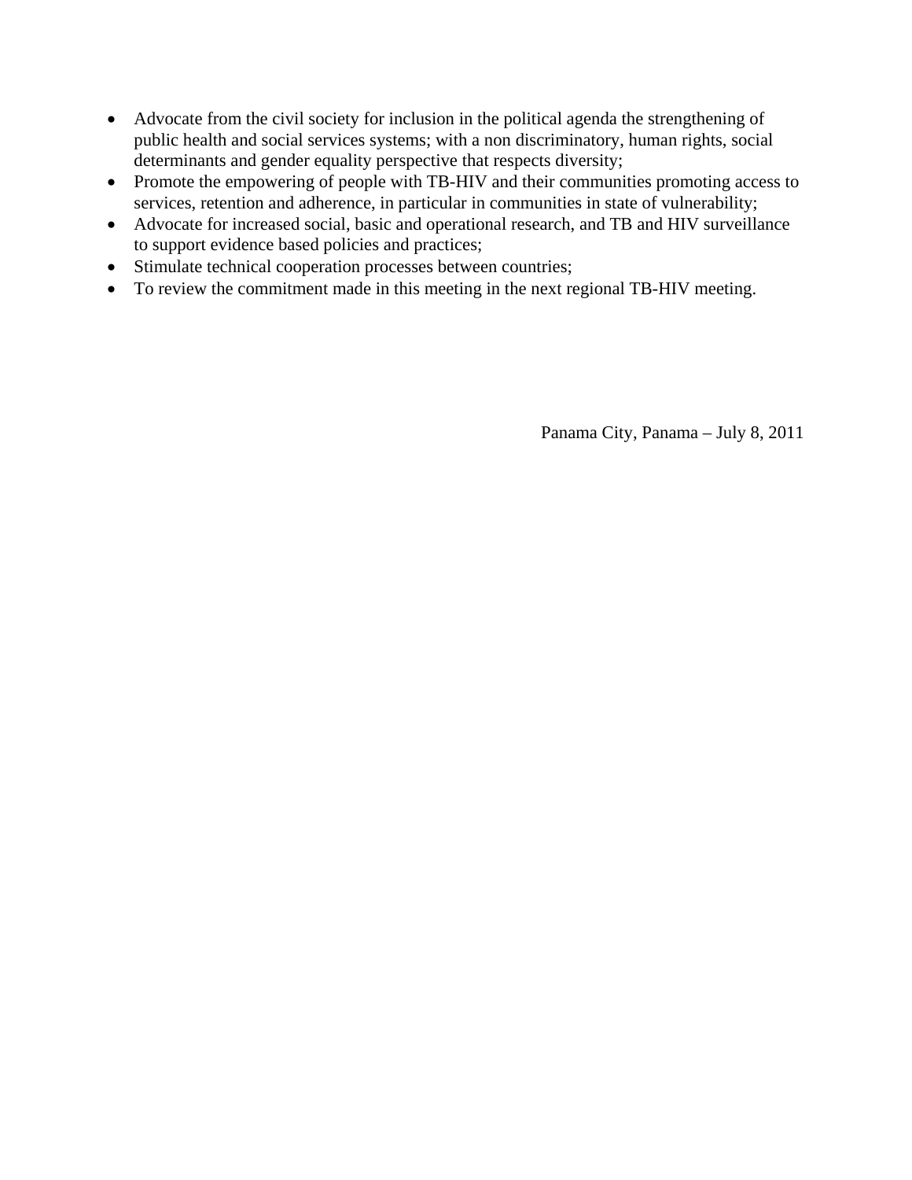- Advocate from the civil society for inclusion in the political agenda the strengthening of public health and social services systems; with a non discriminatory, human rights, social determinants and gender equality perspective that respects diversity;
- Promote the empowering of people with TB-HIV and their communities promoting access to services, retention and adherence, in particular in communities in state of vulnerability;
- Advocate for increased social, basic and operational research, and TB and HIV surveillance to support evidence based policies and practices;
- Stimulate technical cooperation processes between countries;
- To review the commitment made in this meeting in the next regional TB-HIV meeting.

Panama City, Panama – July 8, 2011